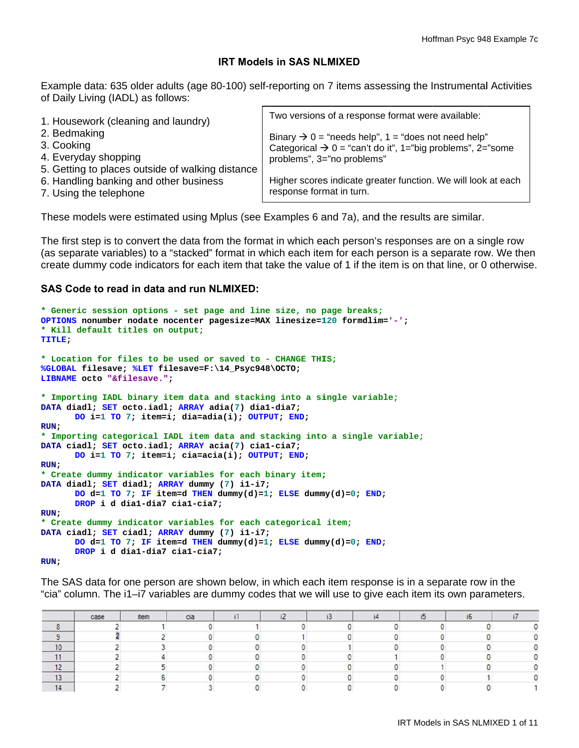# IRT Models in SAS NLMIXED

Example data: 635 older adults (age 80-100) self-reporting on 7 items assessing the Instrumental Activities of Daily Living (IADL) as follows:

1. Housework (cleaning and laundry)
2. Bedmaking
3. Cooking
4. Everyday shopping
5. Getting to places outside of walking distance
6. Handling banking and other business
7. Using the telephone

> Two versions of a response format were available:
>
> Binary → 0 = "needs help", 1 = "does not need help"
> Categorical → 0 = "can't do it", 1="big problems", 2="some problems", 3="no problems"
>
> Higher scores indicate greater function. We will look at each response format in turn.

These models were estimated using Mplus (see Examples 6 and 7a), and the results are similar.

The first step is to convert the data from the format in which each person's responses are on a single row (as separate variables) to a "stacked" format in which each item for each person is a separate row. We then create dummy code indicators for each item that take the value of 1 if the item is on that line, or 0 otherwise.

### SAS Code to read in data and run NLMIXED:

```
* Generic session options - set page and line size, no page breaks;
OPTIONS nonumber nodate nocenter pagesize=MAX linesize=120 formdlim='-';
* Kill default titles on output;
TITLE;

* Location for files to be used or saved to - CHANGE THIS;
%GLOBAL filesave; %LET filesave=F:\14_Psyc948\OCTO;
LIBNAME octo "&filesave.";

* Importing IADL binary item data and stacking into a single variable;
DATA diadl; SET octo.iadl; ARRAY adia(7) dia1-dia7;
      DO i=1 TO 7; item=i; dia=adia(i); OUTPUT; END;
RUN;
* Importing categorical IADL item data and stacking into a single variable;
DATA ciadl; SET octo.iadl; ARRAY acia(7) cia1-cia7;
      DO i=1 TO 7; item=i; cia=acia(i); OUTPUT; END;
RUN;
* Create dummy indicator variables for each binary item;
DATA diadl; SET diadl; ARRAY dummy (7) i1-i7;
      DO d=1 TO 7; IF item=d THEN dummy(d)=1; ELSE dummy(d)=0; END;
      DROP i d dia1-dia7 cia1-cia7;
RUN;
* Create dummy indicator variables for each categorical item;
DATA ciadl; SET ciadl; ARRAY dummy (7) i1-i7;
      DO d=1 TO 7; IF item=d THEN dummy(d)=1; ELSE dummy(d)=0; END;
      DROP i d dia1-dia7 cia1-cia7;
RUN;
```

The SAS data for one person are shown below, in which each item response is in a separate row in the "cia" column. The i1–i7 variables are dummy codes that we will use to give each item its own parameters.

| | case | item | cia | i1 | i2 | i3 | i4 | i5 | i6 | i7 |
|---|---|---|---|---|---|---|---|---|---|---|
| 8 | 2 | 1 | 0 | 1 | 0 | 0 | 0 | 0 | 0 | 0 |
| 9 | 2 | 2 | 0 | 0 | 1 | 0 | 0 | 0 | 0 | 0 |
| 10 | 2 | 3 | 0 | 0 | 0 | 1 | 0 | 0 | 0 | 0 |
| 11 | 2 | 4 | 0 | 0 | 0 | 0 | 1 | 0 | 0 | 0 |
| 12 | 2 | 5 | 0 | 0 | 0 | 0 | 0 | 1 | 0 | 0 |
| 13 | 2 | 6 | 0 | 0 | 0 | 0 | 0 | 0 | 1 | 0 |
| 14 | 2 | 7 | 3 | 0 | 0 | 0 | 0 | 0 | 0 | 1 |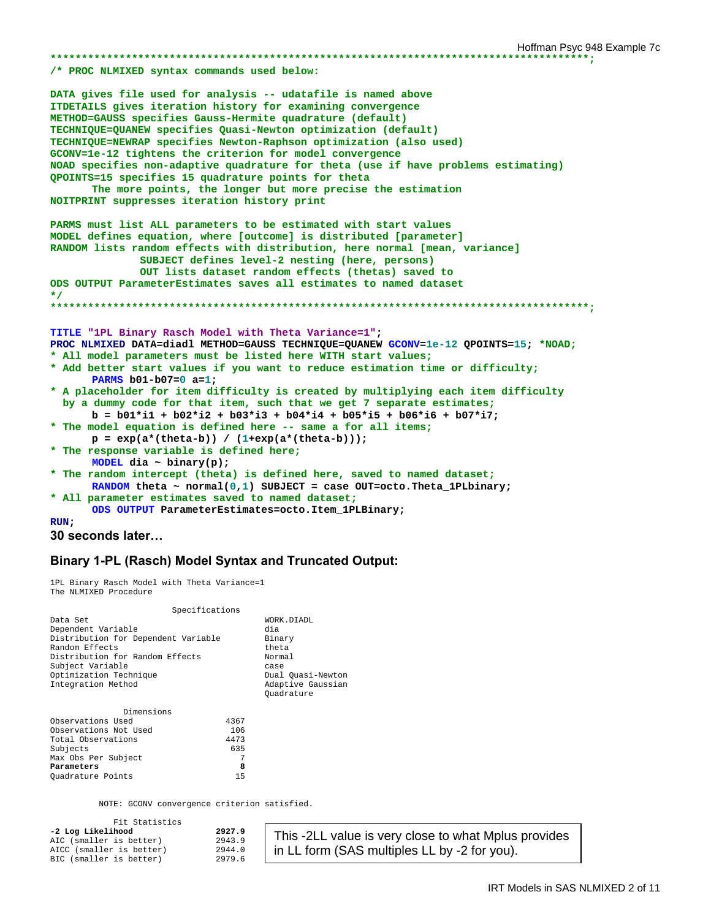```
****************************************************************************************;
/* PROC NLMIXED syntax commands used below:

DATA gives file used for analysis -- udatafile is named above
ITDETAILS gives iteration history for examining convergence
METHOD=GAUSS specifies Gauss-Hermite quadrature (default)
TECHNIQUE=QUANEW specifies Quasi-Newton optimization (default)
TECHNIQUE=NEWRAP specifies Newton-Raphson optimization (also used)
GCONV=1e-12 tightens the criterion for model convergence
NOAD specifies non-adaptive quadrature for theta (use if have problems estimating)
QPOINTS=15 specifies 15 quadrature points for theta
      The more points, the longer but more precise the estimation
NOITPRINT suppresses iteration history print

PARMS must list ALL parameters to be estimated with start values
MODEL defines equation, where [outcome] is distributed [parameter]
RANDOM lists random effects with distribution, here normal [mean, variance]
              SUBJECT defines level-2 nesting (here, persons)
              OUT lists dataset random effects (thetas) saved to
ODS OUTPUT ParameterEstimates saves all estimates to named dataset
*/
****************************************************************************************;

TITLE "1PL Binary Rasch Model with Theta Variance=1";
PROC NLMIXED DATA=diadl METHOD=GAUSS TECHNIQUE=QUANEW GCONV=1e-12 QPOINTS=15; *NOAD;
* All model parameters must be listed here WITH start values;
* Add better start values if you want to reduce estimation time or difficulty;
      PARMS b01-b07=0 a=1;
* A placeholder for item difficulty is created by multiplying each item difficulty
  by a dummy code for that item, such that we get 7 separate estimates;
      b = b01*i1 + b02*i2 + b03*i3 + b04*i4 + b05*i5 + b06*i6 + b07*i7;
* The model equation is defined here -- same a for all items;
      p = exp(a*(theta-b)) / (1+exp(a*(theta-b)));
* The response variable is defined here;
      MODEL dia ~ binary(p);
* The random intercept (theta) is defined here, saved to named dataset;
      RANDOM theta ~ normal(0,1) SUBJECT = case OUT=octo.Theta_1PLbinary;
* All parameter estimates saved to named dataset;
      ODS OUTPUT ParameterEstimates=octo.Item_1PLBinary;
RUN;
```

**30 seconds later…**

## Binary 1-PL (Rasch) Model Syntax and Truncated Output:

```
1PL Binary Rasch Model with Theta Variance=1
The NLMIXED Procedure

                         Specifications
Data Set                                    WORK.DIADL
Dependent Variable                          dia
Distribution for Dependent Variable         Binary
Random Effects                              theta
Distribution for Random Effects             Normal
Subject Variable                            case
Optimization Technique                      Dual Quasi-Newton
Integration Method                          Adaptive Gaussian
                                            Quadrature

               Dimensions
Observations Used                    4367
Observations Not Used                 106
Total Observations                   4473
Subjects                              635
Max Obs Per Subject                     7
Parameters                              8
Quadrature Points                      15

          NOTE: GCONV convergence criterion satisfied.

            Fit Statistics
-2 Log Likelihood                  2927.9
AIC (smaller is better)            2943.9
AICC (smaller is better)           2944.0
BIC (smaller is better)            2979.6
```

This -2LL value is very close to what Mplus provides in LL form (SAS multiples LL by -2 for you).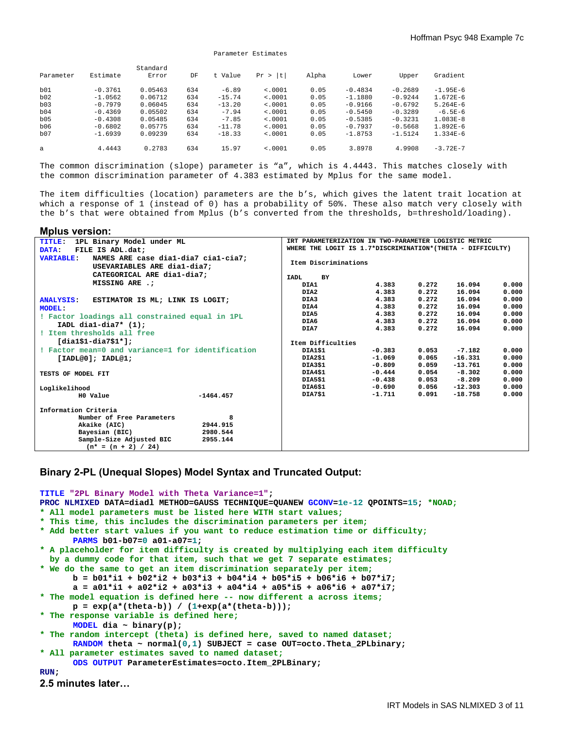Parameter Estimates

| Parameter | Estimate | Standard Error | DF | t Value | Pr > \|t\| | Alpha | Lower | Upper | Gradient |
|---|---|---|---|---|---|---|---|---|---|
| b01 | -0.3761 | 0.05463 | 634 | -6.89 | <.0001 | 0.05 | -0.4834 | -0.2689 | -1.95E-6 |
| b02 | -1.0562 | 0.06712 | 634 | -15.74 | <.0001 | 0.05 | -1.1880 | -0.9244 | 1.672E-6 |
| b03 | -0.7979 | 0.06045 | 634 | -13.20 | <.0001 | 0.05 | -0.9166 | -0.6792 | 5.264E-6 |
| b04 | -0.4369 | 0.05502 | 634 | -7.94 | <.0001 | 0.05 | -0.5450 | -0.3289 | -6.5E-6 |
| b05 | -0.4308 | 0.05485 | 634 | -7.85 | <.0001 | 0.05 | -0.5385 | -0.3231 | 1.083E-8 |
| b06 | -0.6802 | 0.05775 | 634 | -11.78 | <.0001 | 0.05 | -0.7937 | -0.5668 | 1.892E-6 |
| b07 | -1.6939 | 0.09239 | 634 | -18.33 | <.0001 | 0.05 | -1.8753 | -1.5124 | 1.334E-6 |
| a | 4.4443 | 0.2783 | 634 | 15.97 | <.0001 | 0.05 | 3.8978 | 4.9908 | -3.72E-7 |

The common discrimination (slope) parameter is “a”, which is 4.4443. This matches closely with the common discrimination parameter of 4.383 estimated by Mplus for the same model.

The item difficulties (location) parameters are the b’s, which gives the latent trait location at which a response of 1 (instead of 0) has a probability of 50%. These also match very closely with the b’s that were obtained from Mplus (b’s converted from the thresholds, b=threshold/loading).

### Mplus version:

```
TITLE:  1PL Binary Model under ML
DATA:   FILE IS ADL.dat;
VARIABLE:   NAMES ARE case dia1-dia7 cia1-cia7;
            USEVARIABLES ARE dia1-dia7;
            CATEGORICAL ARE dia1-dia7;
            MISSING ARE .;

ANALYSIS:   ESTIMATOR IS ML; LINK IS LOGIT;
MODEL:
! Factor loadings all constrained equal in 1PL
   IADL dia1-dia7* (1);
! Item thresholds all free
   [dia1$1-dia7$1*];
! Factor mean=0 and variance=1 for identification
   [IADL@0]; IADL@1;

TESTS OF MODEL FIT

Loglikelihood
          H0 Value                       -1464.457

Information Criteria
          Number of Free Parameters              8
          Akaike (AIC)                    2944.915
          Bayesian (BIC)                  2980.544
          Sample-Size Adjusted BIC        2955.144
            (n* = (n + 2) / 24)
```

```
IRT PARAMETERIZATION IN TWO-PARAMETER LOGISTIC METRIC
WHERE THE LOGIT IS 1.7*DISCRIMINATION*(THETA - DIFFICULTY)

 Item Discriminations

IADL     BY
    DIA1               4.383      0.272     16.094      0.000
    DIA2               4.383      0.272     16.094      0.000
    DIA3               4.383      0.272     16.094      0.000
    DIA4               4.383      0.272     16.094      0.000
    DIA5               4.383      0.272     16.094      0.000
    DIA6               4.383      0.272     16.094      0.000
    DIA7               4.383      0.272     16.094      0.000

 Item Difficulties
    DIA1$1            -0.383      0.053     -7.182      0.000
    DIA2$1            -1.069      0.065    -16.331      0.000
    DIA3$1            -0.809      0.059    -13.761      0.000
    DIA4$1            -0.444      0.054     -8.302      0.000
    DIA5$1            -0.438      0.053     -8.209      0.000
    DIA6$1            -0.690      0.056    -12.303      0.000
    DIA7$1            -1.711      0.091    -18.758      0.000
```

### Binary 2-PL (Unequal Slopes) Model Syntax and Truncated Output:

```
TITLE "2PL Binary Model with Theta Variance=1";
PROC NLMIXED DATA=diadl METHOD=GAUSS TECHNIQUE=QUANEW GCONV=1e-12 QPOINTS=15; *NOAD;
* All model parameters must be listed here WITH start values;
* This time, this includes the discrimination parameters per item;
* Add better start values if you want to reduce estimation time or difficulty;
      PARMS b01-b07=0 a01-a07=1;
* A placeholder for item difficulty is created by multiplying each item difficulty
  by a dummy code for that item, such that we get 7 separate estimates;
* We do the same to get an item discrimination separately per item;
      b = b01*i1 + b02*i2 + b03*i3 + b04*i4 + b05*i5 + b06*i6 + b07*i7;
      a = a01*i1 + a02*i2 + a03*i3 + a04*i4 + a05*i5 + a06*i6 + a07*i7;
* The model equation is defined here -- now different a across items;
      p = exp(a*(theta-b)) / (1+exp(a*(theta-b)));
* The response variable is defined here;
      MODEL dia ~ binary(p);
* The random intercept (theta) is defined here, saved to named dataset;
      RANDOM theta ~ normal(0,1) SUBJECT = case OUT=octo.Theta_2PLbinary;
* All parameter estimates saved to named dataset;
      ODS OUTPUT ParameterEstimates=octo.Item_2PLBinary;
RUN;
```

**2.5 minutes later…**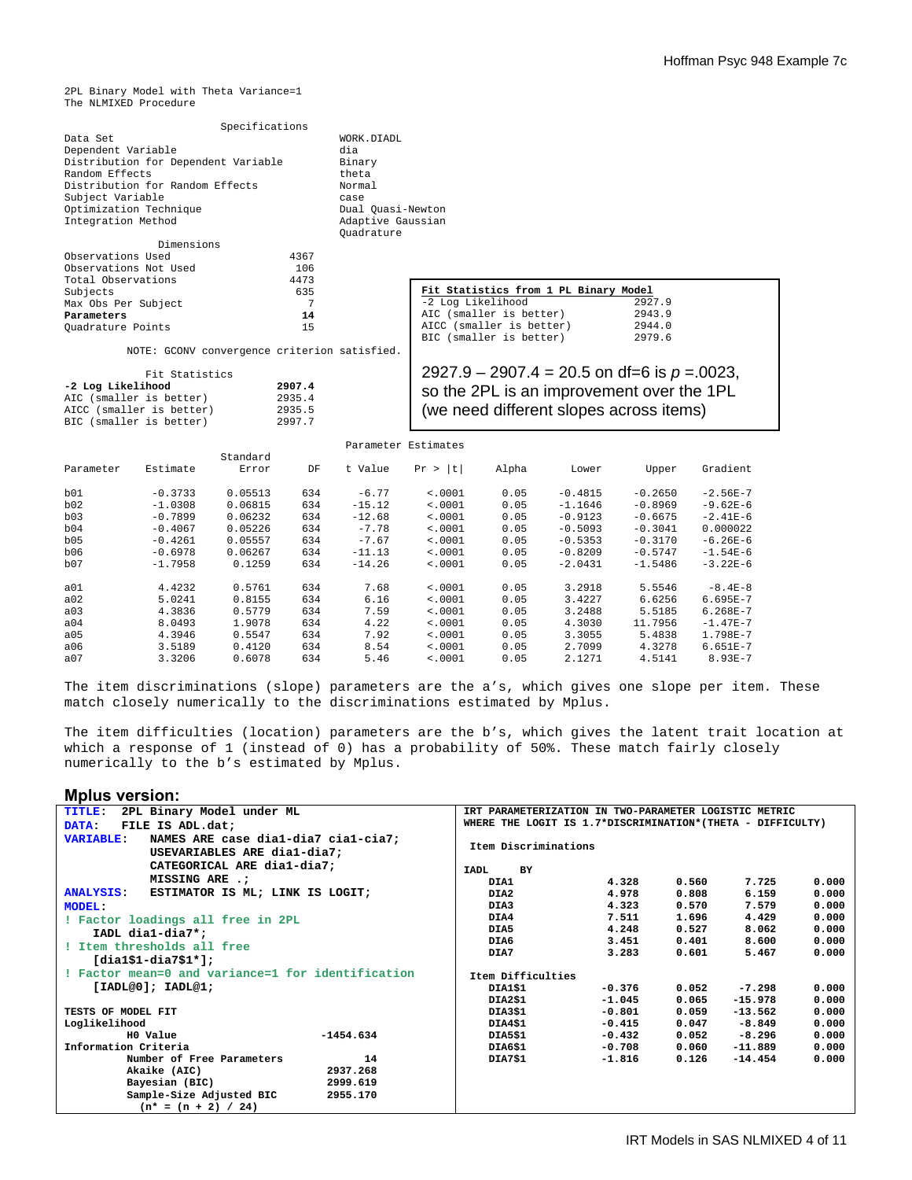```
2PL Binary Model with Theta Variance=1
The NLMIXED Procedure

                    Specifications
Data Set                                 WORK.DIADL
Dependent Variable                       dia
Distribution for Dependent Variable      Binary
Random Effects                           theta
Distribution for Random Effects          Normal
Subject Variable                         case
Optimization Technique                   Dual Quasi-Newton
Integration Method                       Adaptive Gaussian
                                         Quadrature

          Dimensions
Observations Used               4367
Observations Not Used            106
Total Observations              4473
Subjects                         635
Max Obs Per Subject                7
Parameters                        14
Quadrature Points                 15

NOTE: GCONV convergence criterion satisfied.

        Fit Statistics
-2 Log Likelihood              2907.4
AIC (smaller is better)        2935.4
AICC (smaller is better)       2935.5
BIC (smaller is better)        2997.7
```

**Fit Statistics from 1 PL Binary Model**

| | |
|---|---|
| -2 Log Likelihood | 2927.9 |
| AIC (smaller is better) | 2943.9 |
| AICC (smaller is better) | 2944.0 |
| BIC (smaller is better) | 2979.6 |

2927.9 – 2907.4 = 20.5 on df=6 is $p$ =.0023, so the 2PL is an improvement over the 1PL (we need different slopes across items)

Parameter Estimates

| Parameter | Estimate | Standard Error | DF | t Value | Pr > \|t\| | Alpha | Lower | Upper | Gradient |
|---|---|---|---|---|---|---|---|---|---|
| b01 | -0.3733 | 0.05513 | 634 | -6.77 | <.0001 | 0.05 | -0.4815 | -0.2650 | -2.56E-7 |
| b02 | -1.0308 | 0.06815 | 634 | -15.12 | <.0001 | 0.05 | -1.1646 | -0.8969 | -9.62E-6 |
| b03 | -0.7899 | 0.06232 | 634 | -12.68 | <.0001 | 0.05 | -0.9123 | -0.6675 | -2.41E-6 |
| b04 | -0.4067 | 0.05226 | 634 | -7.78 | <.0001 | 0.05 | -0.5093 | -0.3041 | 0.000022 |
| b05 | -0.4261 | 0.05557 | 634 | -7.67 | <.0001 | 0.05 | -0.5353 | -0.3170 | -6.26E-6 |
| b06 | -0.6978 | 0.06267 | 634 | -11.13 | <.0001 | 0.05 | -0.8209 | -0.5747 | -1.54E-6 |
| b07 | -1.7958 | 0.1259 | 634 | -14.26 | <.0001 | 0.05 | -2.0431 | -1.5486 | -3.22E-6 |
| a01 | 4.4232 | 0.5761 | 634 | 7.68 | <.0001 | 0.05 | 3.2918 | 5.5546 | -8.4E-8 |
| a02 | 5.0241 | 0.8155 | 634 | 6.16 | <.0001 | 0.05 | 3.4227 | 6.6256 | 6.695E-7 |
| a03 | 4.3836 | 0.5779 | 634 | 7.59 | <.0001 | 0.05 | 3.2488 | 5.5185 | 6.268E-7 |
| a04 | 8.0493 | 1.9078 | 634 | 4.22 | <.0001 | 0.05 | 4.3030 | 11.7956 | -1.47E-7 |
| a05 | 4.3946 | 0.5547 | 634 | 7.92 | <.0001 | 0.05 | 3.3055 | 5.4838 | 1.798E-7 |
| a06 | 3.5189 | 0.4120 | 634 | 8.54 | <.0001 | 0.05 | 2.7099 | 4.3278 | 6.651E-7 |
| a07 | 3.3206 | 0.6078 | 634 | 5.46 | <.0001 | 0.05 | 2.1271 | 4.5141 | 8.93E-7 |

The item discriminations (slope) parameters are the a's, which gives one slope per item. These match closely numerically to the discriminations estimated by Mplus.

The item difficulties (location) parameters are the b's, which gives the latent trait location at which a response of 1 (instead of 0) has a probability of 50%. These match fairly closely numerically to the b's estimated by Mplus.

## Mplus version:

```
TITLE:  2PL Binary Model under ML
DATA:   FILE IS ADL.dat;
VARIABLE:   NAMES ARE case dia1-dia7 cia1-cia7;
            USEVARIABLES ARE dia1-dia7;
            CATEGORICAL ARE dia1-dia7;
            MISSING ARE .;
ANALYSIS:   ESTIMATOR IS ML; LINK IS LOGIT;
MODEL:
! Factor loadings all free in 2PL
    IADL dia1-dia7*;
! Item thresholds all free
    [dia1$1-dia7$1*];
! Factor mean=0 and variance=1 for identification
    [IADL@0]; IADL@1;

TESTS OF MODEL FIT
Loglikelihood
          H0 Value                       -1454.634
Information Criteria
          Number of Free Parameters             14
          Akaike (AIC)                    2937.268
          Bayesian (BIC)                  2999.619
          Sample-Size Adjusted BIC        2955.170
            (n* = (n + 2) / 24)
```

```
IRT PARAMETERIZATION IN TWO-PARAMETER LOGISTIC METRIC
WHERE THE LOGIT IS 1.7*DISCRIMINATION*(THETA - DIFFICULTY)

 Item Discriminations

IADL     BY
    DIA1               4.328      0.560      7.725      0.000
    DIA2               4.978      0.808      6.159      0.000
    DIA3               4.323      0.570      7.579      0.000
    DIA4               7.511      1.696      4.429      0.000
    DIA5               4.248      0.527      8.062      0.000
    DIA6               3.451      0.401      8.600      0.000
    DIA7               3.283      0.601      5.467      0.000

 Item Difficulties
    DIA1$1            -0.376      0.052     -7.298      0.000
    DIA2$1            -1.045      0.065    -15.978      0.000
    DIA3$1            -0.801      0.059    -13.562      0.000
    DIA4$1            -0.415      0.047     -8.849      0.000
    DIA5$1            -0.432      0.052     -8.296      0.000
    DIA6$1            -0.708      0.060    -11.889      0.000
    DIA7$1            -1.816      0.126    -14.454      0.000
```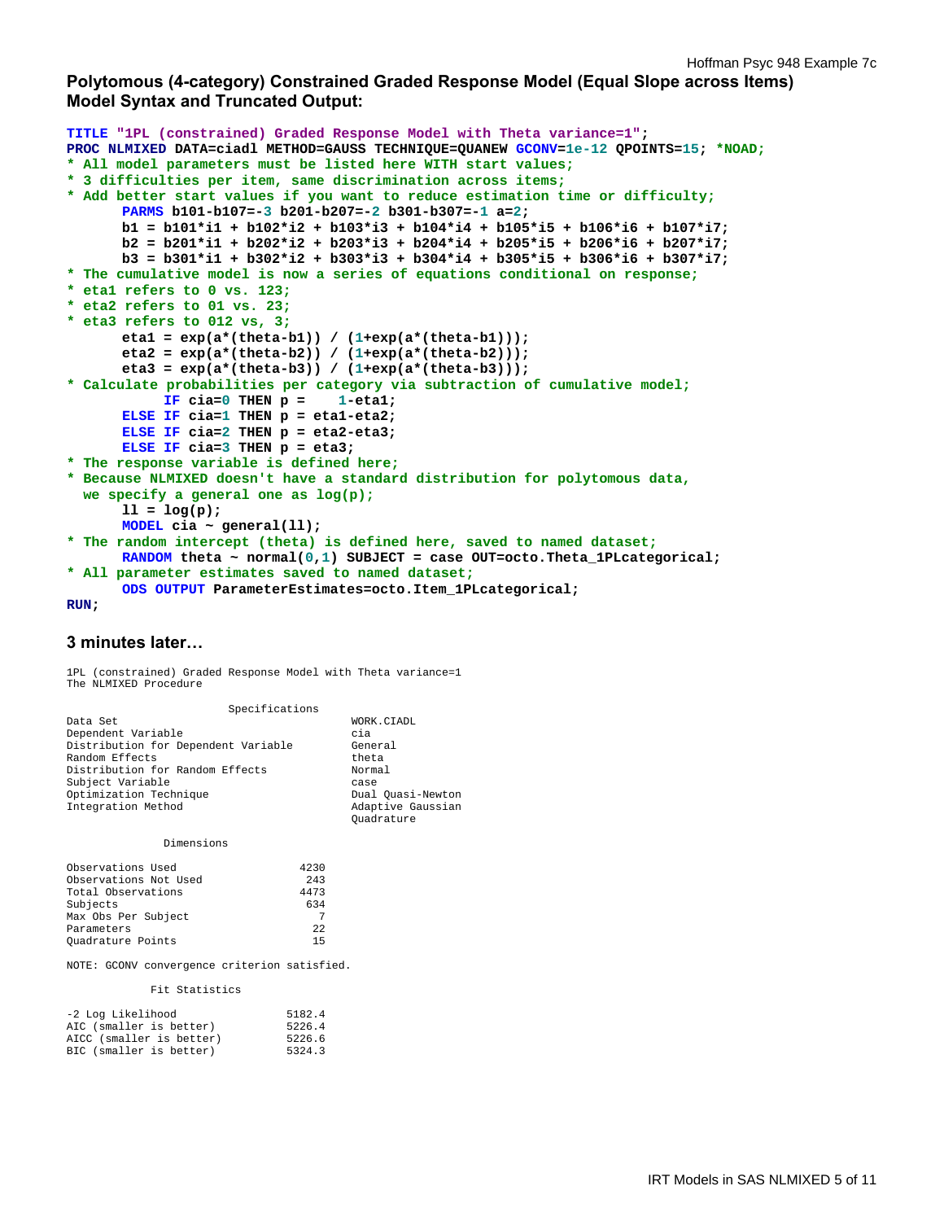## Polytomous (4-category) Constrained Graded Response Model (Equal Slope across Items) Model Syntax and Truncated Output:

```
TITLE "1PL (constrained) Graded Response Model with Theta variance=1";
PROC NLMIXED DATA=ciadl METHOD=GAUSS TECHNIQUE=QUANEW GCONV=1e-12 QPOINTS=15; *NOAD;
* All model parameters must be listed here WITH start values;
* 3 difficulties per item, same discrimination across items;
* Add better start values if you want to reduce estimation time or difficulty;
      PARMS b101-b107=-3 b201-b207=-2 b301-b307=-1 a=2;
      b1 = b101*i1 + b102*i2 + b103*i3 + b104*i4 + b105*i5 + b106*i6 + b107*i7;
      b2 = b201*i1 + b202*i2 + b203*i3 + b204*i4 + b205*i5 + b206*i6 + b207*i7;
      b3 = b301*i1 + b302*i2 + b303*i3 + b304*i4 + b305*i5 + b306*i6 + b307*i7;
* The cumulative model is now a series of equations conditional on response;
* eta1 refers to 0 vs. 123;
* eta2 refers to 01 vs. 23;
* eta3 refers to 012 vs, 3;
      eta1 = exp(a*(theta-b1)) / (1+exp(a*(theta-b1)));
      eta2 = exp(a*(theta-b2)) / (1+exp(a*(theta-b2)));
      eta3 = exp(a*(theta-b3)) / (1+exp(a*(theta-b3)));
* Calculate probabilities per category via subtraction of cumulative model;
           IF cia=0 THEN p =    1-eta1;
      ELSE IF cia=1 THEN p = eta1-eta2;
      ELSE IF cia=2 THEN p = eta2-eta3;
      ELSE IF cia=3 THEN p = eta3;
* The response variable is defined here;
* Because NLMIXED doesn't have a standard distribution for polytomous data,
  we specify a general one as log(p);
      ll = log(p);
      MODEL cia ~ general(ll);
* The random intercept (theta) is defined here, saved to named dataset;
      RANDOM theta ~ normal(0,1) SUBJECT = case OUT=octo.Theta_1PLcategorical;
* All parameter estimates saved to named dataset;
      ODS OUTPUT ParameterEstimates=octo.Item_1PLcategorical;
RUN;
```

### 3 minutes later…

```
1PL (constrained) Graded Response Model with Theta variance=1
The NLMIXED Procedure

                         Specifications
Data Set                                    WORK.CIADL
Dependent Variable                          cia
Distribution for Dependent Variable         General
Random Effects                              theta
Distribution for Random Effects             Normal
Subject Variable                            case
Optimization Technique                      Dual Quasi-Newton
Integration Method                          Adaptive Gaussian
                                            Quadrature

               Dimensions

Observations Used                   4230
Observations Not Used                243
Total Observations                  4473
Subjects                             634
Max Obs Per Subject                    7
Parameters                            22
Quadrature Points                     15

NOTE: GCONV convergence criterion satisfied.

             Fit Statistics

-2 Log Likelihood                 5182.4
AIC (smaller is better)           5226.4
AICC (smaller is better)          5226.6
BIC (smaller is better)           5324.3
```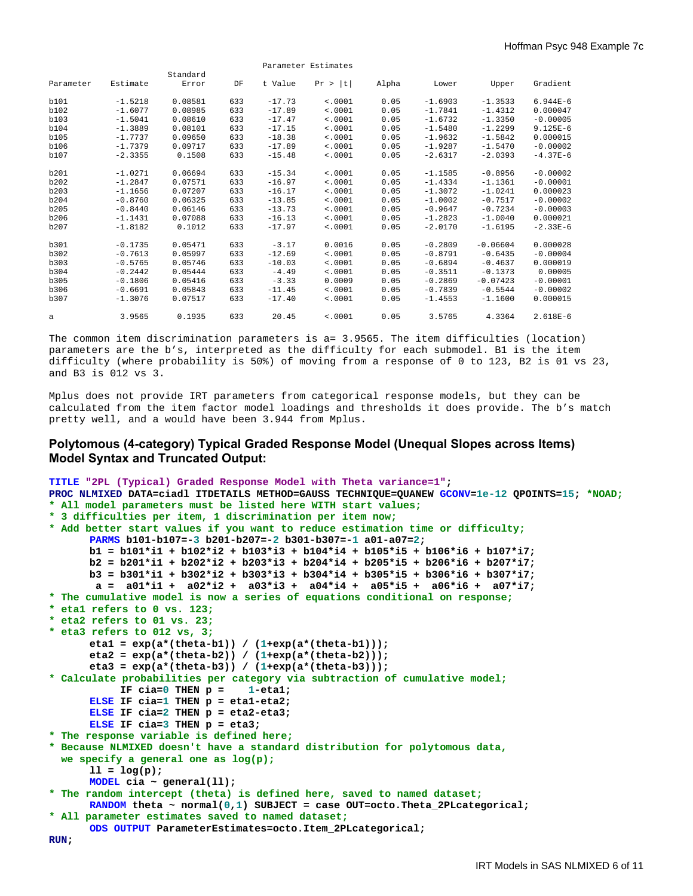Parameter Estimates

| Parameter | Estimate | Standard Error | DF | t Value | Pr > \|t\| | Alpha | Lower | Upper | Gradient |
|---|---|---|---|---|---|---|---|---|---|
| b101 | -1.5218 | 0.08581 | 633 | -17.73 | <.0001 | 0.05 | -1.6903 | -1.3533 | 6.944E-6 |
| b102 | -1.6077 | 0.08985 | 633 | -17.89 | <.0001 | 0.05 | -1.7841 | -1.4312 | 0.000047 |
| b103 | -1.5041 | 0.08610 | 633 | -17.47 | <.0001 | 0.05 | -1.6732 | -1.3350 | -0.00005 |
| b104 | -1.3889 | 0.08101 | 633 | -17.15 | <.0001 | 0.05 | -1.5480 | -1.2299 | 9.125E-6 |
| b105 | -1.7737 | 0.09650 | 633 | -18.38 | <.0001 | 0.05 | -1.9632 | -1.5842 | 0.000015 |
| b106 | -1.7379 | 0.09717 | 633 | -17.89 | <.0001 | 0.05 | -1.9287 | -1.5470 | -0.00002 |
| b107 | -2.3355 | 0.1508 | 633 | -15.48 | <.0001 | 0.05 | -2.6317 | -2.0393 | -4.37E-6 |
| b201 | -1.0271 | 0.06694 | 633 | -15.34 | <.0001 | 0.05 | -1.1585 | -0.8956 | -0.00002 |
| b202 | -1.2847 | 0.07571 | 633 | -16.97 | <.0001 | 0.05 | -1.4334 | -1.1361 | -0.00001 |
| b203 | -1.1656 | 0.07207 | 633 | -16.17 | <.0001 | 0.05 | -1.3072 | -1.0241 | 0.000023 |
| b204 | -0.8760 | 0.06325 | 633 | -13.85 | <.0001 | 0.05 | -1.0002 | -0.7517 | -0.00002 |
| b205 | -0.8440 | 0.06146 | 633 | -13.73 | <.0001 | 0.05 | -0.9647 | -0.7234 | -0.00003 |
| b206 | -1.1431 | 0.07088 | 633 | -16.13 | <.0001 | 0.05 | -1.2823 | -1.0040 | 0.000021 |
| b207 | -1.8182 | 0.1012 | 633 | -17.97 | <.0001 | 0.05 | -2.0170 | -1.6195 | -2.33E-6 |
| b301 | -0.1735 | 0.05471 | 633 | -3.17 | 0.0016 | 0.05 | -0.2809 | -0.06604 | 0.000028 |
| b302 | -0.7613 | 0.05997 | 633 | -12.69 | <.0001 | 0.05 | -0.8791 | -0.6435 | -0.00004 |
| b303 | -0.5765 | 0.05746 | 633 | -10.03 | <.0001 | 0.05 | -0.6894 | -0.4637 | 0.000019 |
| b304 | -0.2442 | 0.05444 | 633 | -4.49 | <.0001 | 0.05 | -0.3511 | -0.1373 | 0.00005 |
| b305 | -0.1806 | 0.05416 | 633 | -3.33 | 0.0009 | 0.05 | -0.2869 | -0.07423 | -0.00001 |
| b306 | -0.6691 | 0.05843 | 633 | -11.45 | <.0001 | 0.05 | -0.7839 | -0.5544 | -0.00002 |
| b307 | -1.3076 | 0.07517 | 633 | -17.40 | <.0001 | 0.05 | -1.4553 | -1.1600 | 0.000015 |
| a | 3.9565 | 0.1935 | 633 | 20.45 | <.0001 | 0.05 | 3.5765 | 4.3364 | 2.618E-6 |

The common item discrimination parameters is a= 3.9565. The item difficulties (location) parameters are the b's, interpreted as the difficulty for each submodel. B1 is the item difficulty (where probability is 50%) of moving from a response of 0 to 123, B2 is 01 vs 23, and B3 is 012 vs 3.

Mplus does not provide IRT parameters from categorical response models, but they can be calculated from the item factor model loadings and thresholds it does provide. The b's match pretty well, and a would have been 3.944 from Mplus.

### Polytomous (4-category) Typical Graded Response Model (Unequal Slopes across Items) Model Syntax and Truncated Output:

```
TITLE "2PL (Typical) Graded Response Model with Theta variance=1";
PROC NLMIXED DATA=ciadl ITDETAILS METHOD=GAUSS TECHNIQUE=QUANEW GCONV=1e-12 QPOINTS=15; *NOAD;
* All model parameters must be listed here WITH start values;
* 3 difficulties per item, 1 discrimination per item now;
* Add better start values if you want to reduce estimation time or difficulty;
      PARMS b101-b107=-3 b201-b207=-2 b301-b307=-1 a01-a07=2;
      b1 = b101*i1 + b102*i2 + b103*i3 + b104*i4 + b105*i5 + b106*i6 + b107*i7;
      b2 = b201*i1 + b202*i2 + b203*i3 + b204*i4 + b205*i5 + b206*i6 + b207*i7;
      b3 = b301*i1 + b302*i2 + b303*i3 + b304*i4 + b305*i5 + b306*i6 + b307*i7;
       a =  a01*i1 +  a02*i2 +  a03*i3 +  a04*i4 +  a05*i5 +  a06*i6 +  a07*i7;
* The cumulative model is now a series of equations conditional on response;
* eta1 refers to 0 vs. 123;
* eta2 refers to 01 vs. 23;
* eta3 refers to 012 vs, 3;
      eta1 = exp(a*(theta-b1)) / (1+exp(a*(theta-b1)));
      eta2 = exp(a*(theta-b2)) / (1+exp(a*(theta-b2)));
      eta3 = exp(a*(theta-b3)) / (1+exp(a*(theta-b3)));
* Calculate probabilities per category via subtraction of cumulative model;
           IF cia=0 THEN p =    1-eta1;
      ELSE IF cia=1 THEN p = eta1-eta2;
      ELSE IF cia=2 THEN p = eta2-eta3;
      ELSE IF cia=3 THEN p = eta3;
* The response variable is defined here;
* Because NLMIXED doesn't have a standard distribution for polytomous data,
  we specify a general one as log(p);
      ll = log(p);
      MODEL cia ~ general(ll);
* The random intercept (theta) is defined here, saved to named dataset;
      RANDOM theta ~ normal(0,1) SUBJECT = case OUT=octo.Theta_2PLcategorical;
* All parameter estimates saved to named dataset;
      ODS OUTPUT ParameterEstimates=octo.Item_2PLcategorical;
RUN;
```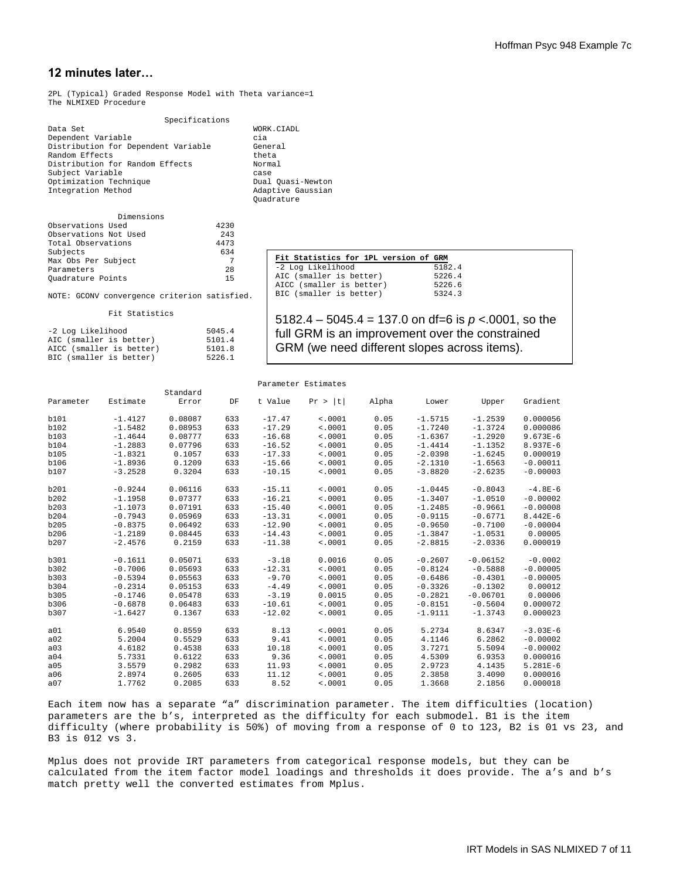## 12 minutes later…

```
2PL (Typical) Graded Response Model with Theta variance=1
The NLMIXED Procedure
```

**Specifications**

| | |
|---|---|
| Data Set | WORK.CIADL |
| Dependent Variable | cia |
| Distribution for Dependent Variable | General |
| Random Effects | theta |
| Distribution for Random Effects | Normal |
| Subject Variable | case |
| Optimization Technique | Dual Quasi-Newton |
| Integration Method | Adaptive Gaussian Quadrature |

**Dimensions**

| | |
|---|---|
| Observations Used | 4230 |
| Observations Not Used | 243 |
| Total Observations | 4473 |
| Subjects | 634 |
| Max Obs Per Subject | 7 |
| Parameters | 28 |
| Quadrature Points | 15 |

NOTE: GCONV convergence criterion satisfied.

**Fit Statistics**

| | |
|---|---|
| -2 Log Likelihood | 5045.4 |
| AIC (smaller is better) | 5101.4 |
| AICC (smaller is better) | 5101.8 |
| BIC (smaller is better) | 5226.1 |

**Fit Statistics for 1PL version of GRM**

| | |
|---|---|
| -2 Log Likelihood | 5182.4 |
| AIC (smaller is better) | 5226.4 |
| AICC (smaller is better) | 5226.6 |
| BIC (smaller is better) | 5324.3 |

5182.4 – 5045.4 = 137.0 on df=6 is $p$ <.0001, so the full GRM is an improvement over the constrained GRM (we need different slopes across items).

**Parameter Estimates**

| Parameter | Estimate | Standard Error | DF | t Value | Pr > \|t\| | Alpha | Lower | Upper | Gradient |
|---|---|---|---|---|---|---|---|---|---|
| b101 | -1.4127 | 0.08087 | 633 | -17.47 | <.0001 | 0.05 | -1.5715 | -1.2539 | 0.000056 |
| b102 | -1.5482 | 0.08953 | 633 | -17.29 | <.0001 | 0.05 | -1.7240 | -1.3724 | 0.000086 |
| b103 | -1.4644 | 0.08777 | 633 | -16.68 | <.0001 | 0.05 | -1.6367 | -1.2920 | 9.673E-6 |
| b104 | -1.2883 | 0.07796 | 633 | -16.52 | <.0001 | 0.05 | -1.4414 | -1.1352 | 8.937E-6 |
| b105 | -1.8321 | 0.1057 | 633 | -17.33 | <.0001 | 0.05 | -2.0398 | -1.6245 | 0.000019 |
| b106 | -1.8936 | 0.1209 | 633 | -15.66 | <.0001 | 0.05 | -2.1310 | -1.6563 | -0.00011 |
| b107 | -3.2528 | 0.3204 | 633 | -10.15 | <.0001 | 0.05 | -3.8820 | -2.6235 | -0.00003 |
| b201 | -0.9244 | 0.06116 | 633 | -15.11 | <.0001 | 0.05 | -1.0445 | -0.8043 | -4.8E-6 |
| b202 | -1.1958 | 0.07377 | 633 | -16.21 | <.0001 | 0.05 | -1.3407 | -1.0510 | -0.00002 |
| b203 | -1.1073 | 0.07191 | 633 | -15.40 | <.0001 | 0.05 | -1.2485 | -0.9661 | -0.00008 |
| b204 | -0.7943 | 0.05969 | 633 | -13.31 | <.0001 | 0.05 | -0.9115 | -0.6771 | 8.442E-6 |
| b205 | -0.8375 | 0.06492 | 633 | -12.90 | <.0001 | 0.05 | -0.9650 | -0.7100 | -0.00004 |
| b206 | -1.2189 | 0.08445 | 633 | -14.43 | <.0001 | 0.05 | -1.3847 | -1.0531 | 0.00005 |
| b207 | -2.4576 | 0.2159 | 633 | -11.38 | <.0001 | 0.05 | -2.8815 | -2.0336 | 0.000019 |
| b301 | -0.1611 | 0.05071 | 633 | -3.18 | 0.0016 | 0.05 | -0.2607 | -0.06152 | -0.0002 |
| b302 | -0.7006 | 0.05693 | 633 | -12.31 | <.0001 | 0.05 | -0.8124 | -0.5888 | -0.00005 |
| b303 | -0.5394 | 0.05563 | 633 | -9.70 | <.0001 | 0.05 | -0.6486 | -0.4301 | -0.00005 |
| b304 | -0.2314 | 0.05153 | 633 | -4.49 | <.0001 | 0.05 | -0.3326 | -0.1302 | 0.00012 |
| b305 | -0.1746 | 0.05478 | 633 | -3.19 | 0.0015 | 0.05 | -0.2821 | -0.06701 | 0.00006 |
| b306 | -0.6878 | 0.06483 | 633 | -10.61 | <.0001 | 0.05 | -0.8151 | -0.5604 | 0.000072 |
| b307 | -1.6427 | 0.1367 | 633 | -12.02 | <.0001 | 0.05 | -1.9111 | -1.3743 | 0.000023 |
| a01 | 6.9540 | 0.8559 | 633 | 8.13 | <.0001 | 0.05 | 5.2734 | 8.6347 | -3.03E-6 |
| a02 | 5.2004 | 0.5529 | 633 | 9.41 | <.0001 | 0.05 | 4.1146 | 6.2862 | -0.00002 |
| a03 | 4.6182 | 0.4538 | 633 | 10.18 | <.0001 | 0.05 | 3.7271 | 5.5094 | -0.00002 |
| a04 | 5.7331 | 0.6122 | 633 | 9.36 | <.0001 | 0.05 | 4.5309 | 6.9353 | 0.000016 |
| a05 | 3.5579 | 0.2982 | 633 | 11.93 | <.0001 | 0.05 | 2.9723 | 4.1435 | 5.281E-6 |
| a06 | 2.8974 | 0.2605 | 633 | 11.12 | <.0001 | 0.05 | 2.3858 | 3.4090 | 0.000016 |
| a07 | 1.7762 | 0.2085 | 633 | 8.52 | <.0001 | 0.05 | 1.3668 | 2.1856 | 0.000018 |

Each item now has a separate “a” discrimination parameter. The item difficulties (location) parameters are the b’s, interpreted as the difficulty for each submodel. B1 is the item difficulty (where probability is 50%) of moving from a response of 0 to 123, B2 is 01 vs 23, and B3 is 012 vs 3.

Mplus does not provide IRT parameters from categorical response models, but they can be calculated from the item factor model loadings and thresholds it does provide. The a’s and b’s match pretty well the converted estimates from Mplus.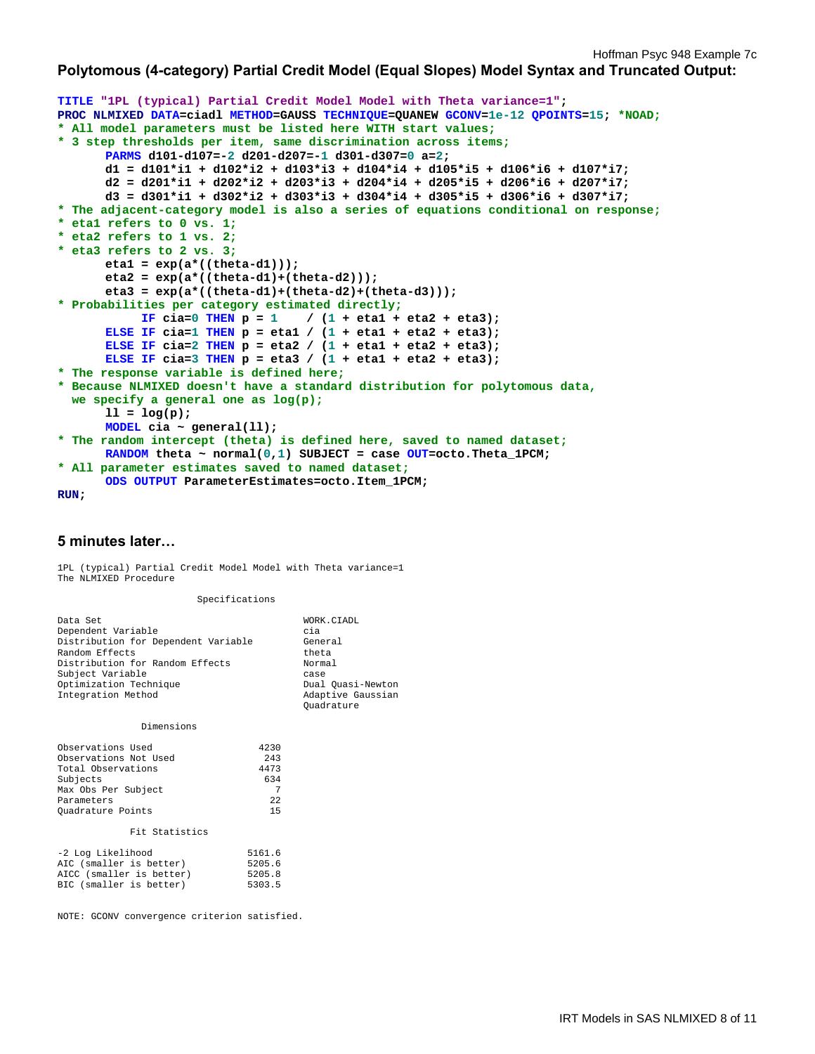### Polytomous (4-category) Partial Credit Model (Equal Slopes) Model Syntax and Truncated Output:

```
TITLE "1PL (typical) Partial Credit Model Model with Theta variance=1";
PROC NLMIXED DATA=ciadl METHOD=GAUSS TECHNIQUE=QUANEW GCONV=1e-12 QPOINTS=15; *NOAD;
* All model parameters must be listed here WITH start values;
* 3 step thresholds per item, same discrimination across items;
      PARMS d101-d107=-2 d201-d207=-1 d301-d307=0 a=2;
      d1 = d101*i1 + d102*i2 + d103*i3 + d104*i4 + d105*i5 + d106*i6 + d107*i7;
      d2 = d201*i1 + d202*i2 + d203*i3 + d204*i4 + d205*i5 + d206*i6 + d207*i7;
      d3 = d301*i1 + d302*i2 + d303*i3 + d304*i4 + d305*i5 + d306*i6 + d307*i7;
* The adjacent-category model is also a series of equations conditional on response;
* eta1 refers to 0 vs. 1;
* eta2 refers to 1 vs. 2;
* eta3 refers to 2 vs. 3;
      eta1 = exp(a*((theta-d1)));
      eta2 = exp(a*((theta-d1)+(theta-d2)));
      eta3 = exp(a*((theta-d1)+(theta-d2)+(theta-d3)));
* Probabilities per category estimated directly;
           IF cia=0 THEN p = 1    / (1 + eta1 + eta2 + eta3);
      ELSE IF cia=1 THEN p = eta1 / (1 + eta1 + eta2 + eta3);
      ELSE IF cia=2 THEN p = eta2 / (1 + eta1 + eta2 + eta3);
      ELSE IF cia=3 THEN p = eta3 / (1 + eta1 + eta2 + eta3);
* The response variable is defined here;
* Because NLMIXED doesn't have a standard distribution for polytomous data,
  we specify a general one as log(p);
      ll = log(p);
      MODEL cia ~ general(ll);
* The random intercept (theta) is defined here, saved to named dataset;
      RANDOM theta ~ normal(0,1) SUBJECT = case OUT=octo.Theta_1PCM;
* All parameter estimates saved to named dataset;
      ODS OUTPUT ParameterEstimates=octo.Item_1PCM;
RUN;
```

### 5 minutes later…

```
1PL (typical) Partial Credit Model Model with Theta variance=1
The NLMIXED Procedure

                        Specifications

Data Set                                    WORK.CIADL
Dependent Variable                          cia
Distribution for Dependent Variable         General
Random Effects                              theta
Distribution for Random Effects             Normal
Subject Variable                            case
Optimization Technique                      Dual Quasi-Newton
Integration Method                          Adaptive Gaussian
                                            Quadrature

              Dimensions

Observations Used                 4230
Observations Not Used              243
Total Observations                4473
Subjects                           634
Max Obs Per Subject                  7
Parameters                          22
Quadrature Points                   15

            Fit Statistics

-2 Log Likelihood               5161.6
AIC (smaller is better)         5205.6
AICC (smaller is better)        5205.8
BIC (smaller is better)         5303.5

NOTE: GCONV convergence criterion satisfied.
```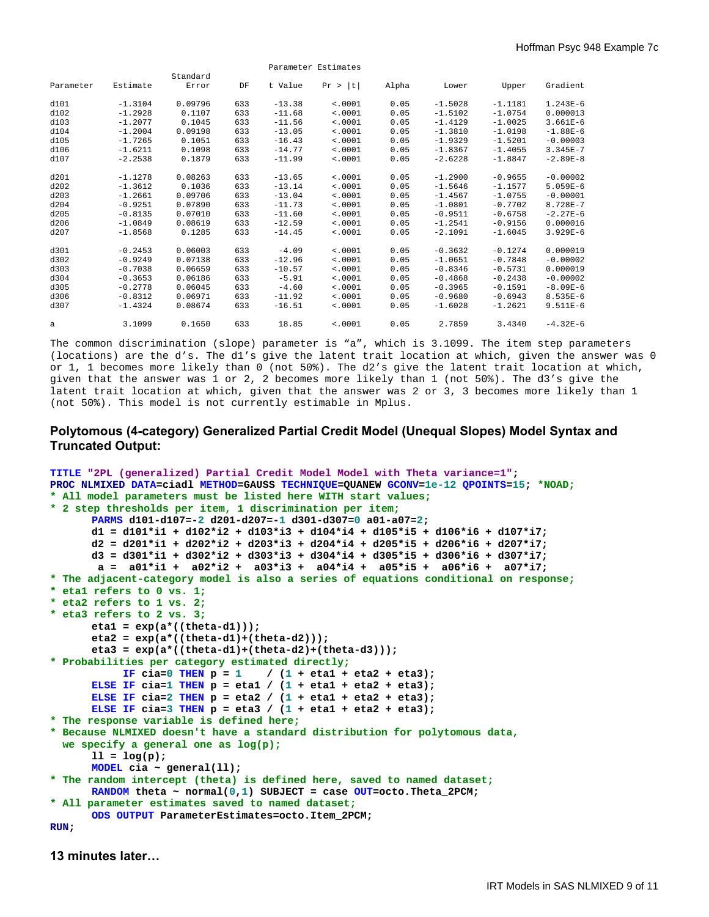Parameter Estimates

| Parameter | Estimate | Standard Error | DF | t Value | Pr > \|t\| | Alpha | Lower | Upper | Gradient |
|---|---|---|---|---|---|---|---|---|---|
| d101 | -1.3104 | 0.09796 | 633 | -13.38 | <.0001 | 0.05 | -1.5028 | -1.1181 | 1.243E-6 |
| d102 | -1.2928 | 0.1107 | 633 | -11.68 | <.0001 | 0.05 | -1.5102 | -1.0754 | 0.000013 |
| d103 | -1.2077 | 0.1045 | 633 | -11.56 | <.0001 | 0.05 | -1.4129 | -1.0025 | 3.661E-6 |
| d104 | -1.2004 | 0.09198 | 633 | -13.05 | <.0001 | 0.05 | -1.3810 | -1.0198 | -1.88E-6 |
| d105 | -1.7265 | 0.1051 | 633 | -16.43 | <.0001 | 0.05 | -1.9329 | -1.5201 | -0.00003 |
| d106 | -1.6211 | 0.1098 | 633 | -14.77 | <.0001 | 0.05 | -1.8367 | -1.4055 | 3.345E-7 |
| d107 | -2.2538 | 0.1879 | 633 | -11.99 | <.0001 | 0.05 | -2.6228 | -1.8847 | -2.89E-8 |
| d201 | -1.1278 | 0.08263 | 633 | -13.65 | <.0001 | 0.05 | -1.2900 | -0.9655 | -0.00002 |
| d202 | -1.3612 | 0.1036 | 633 | -13.14 | <.0001 | 0.05 | -1.5646 | -1.1577 | 5.059E-6 |
| d203 | -1.2661 | 0.09706 | 633 | -13.04 | <.0001 | 0.05 | -1.4567 | -1.0755 | -0.00001 |
| d204 | -0.9251 | 0.07890 | 633 | -11.73 | <.0001 | 0.05 | -1.0801 | -0.7702 | 8.728E-7 |
| d205 | -0.8135 | 0.07010 | 633 | -11.60 | <.0001 | 0.05 | -0.9511 | -0.6758 | -2.27E-6 |
| d206 | -1.0849 | 0.08619 | 633 | -12.59 | <.0001 | 0.05 | -1.2541 | -0.9156 | 0.000016 |
| d207 | -1.8568 | 0.1285 | 633 | -14.45 | <.0001 | 0.05 | -2.1091 | -1.6045 | 3.929E-6 |
| d301 | -0.2453 | 0.06003 | 633 | -4.09 | <.0001 | 0.05 | -0.3632 | -0.1274 | 0.000019 |
| d302 | -0.9249 | 0.07138 | 633 | -12.96 | <.0001 | 0.05 | -1.0651 | -0.7848 | -0.00002 |
| d303 | -0.7038 | 0.06659 | 633 | -10.57 | <.0001 | 0.05 | -0.8346 | -0.5731 | 0.000019 |
| d304 | -0.3653 | 0.06186 | 633 | -5.91 | <.0001 | 0.05 | -0.4868 | -0.2438 | -0.00002 |
| d305 | -0.2778 | 0.06045 | 633 | -4.60 | <.0001 | 0.05 | -0.3965 | -0.1591 | -8.09E-6 |
| d306 | -0.8312 | 0.06971 | 633 | -11.92 | <.0001 | 0.05 | -0.9680 | -0.6943 | 8.535E-6 |
| d307 | -1.4324 | 0.08674 | 633 | -16.51 | <.0001 | 0.05 | -1.6028 | -1.2621 | 9.511E-6 |
| a | 3.1099 | 0.1650 | 633 | 18.85 | <.0001 | 0.05 | 2.7859 | 3.4340 | -4.32E-6 |

The common discrimination (slope) parameter is “a”, which is 3.1099. The item step parameters (locations) are the d’s. The d1’s give the latent trait location at which, given the answer was 0 or 1, 1 becomes more likely than 0 (not 50%). The d2’s give the latent trait location at which, given that the answer was 1 or 2, 2 becomes more likely than 1 (not 50%). The d3’s give the latent trait location at which, given that the answer was 2 or 3, 3 becomes more likely than 1 (not 50%). This model is not currently estimable in Mplus.

### Polytomous (4-category) Generalized Partial Credit Model (Unequal Slopes) Model Syntax and Truncated Output:

```
TITLE "2PL (generalized) Partial Credit Model Model with Theta variance=1";
PROC NLMIXED DATA=ciadl METHOD=GAUSS TECHNIQUE=QUANEW GCONV=1e-12 QPOINTS=15; *NOAD;
* All model parameters must be listed here WITH start values;
* 2 step thresholds per item, 1 discrimination per item;
      PARMS d101-d107=-2 d201-d207=-1 d301-d307=0 a01-a07=2;
      d1 = d101*i1 + d102*i2 + d103*i3 + d104*i4 + d105*i5 + d106*i6 + d107*i7;
      d2 = d201*i1 + d202*i2 + d203*i3 + d204*i4 + d205*i5 + d206*i6 + d207*i7;
      d3 = d301*i1 + d302*i2 + d303*i3 + d304*i4 + d305*i5 + d306*i6 + d307*i7;
       a =  a01*i1 +  a02*i2 +  a03*i3 +  a04*i4 +  a05*i5 +  a06*i6 +  a07*i7;
* The adjacent-category model is also a series of equations conditional on response;
* eta1 refers to 0 vs. 1;
* eta2 refers to 1 vs. 2;
* eta3 refers to 2 vs. 3;
      eta1 = exp(a*((theta-d1)));
      eta2 = exp(a*((theta-d1)+(theta-d2)));
      eta3 = exp(a*((theta-d1)+(theta-d2)+(theta-d3)));
* Probabilities per category estimated directly;
           IF cia=0 THEN p = 1    / (1 + eta1 + eta2 + eta3);
      ELSE IF cia=1 THEN p = eta1 / (1 + eta1 + eta2 + eta3);
      ELSE IF cia=2 THEN p = eta2 / (1 + eta1 + eta2 + eta3);
      ELSE IF cia=3 THEN p = eta3 / (1 + eta1 + eta2 + eta3);
* The response variable is defined here;
* Because NLMIXED doesn't have a standard distribution for polytomous data,
  we specify a general one as log(p);
      ll = log(p);
      MODEL cia ~ general(ll);
* The random intercept (theta) is defined here, saved to named dataset;
      RANDOM theta ~ normal(0,1) SUBJECT = case OUT=octo.Theta_2PCM;
* All parameter estimates saved to named dataset;
      ODS OUTPUT ParameterEstimates=octo.Item_2PCM;
RUN;
```

**13 minutes later…**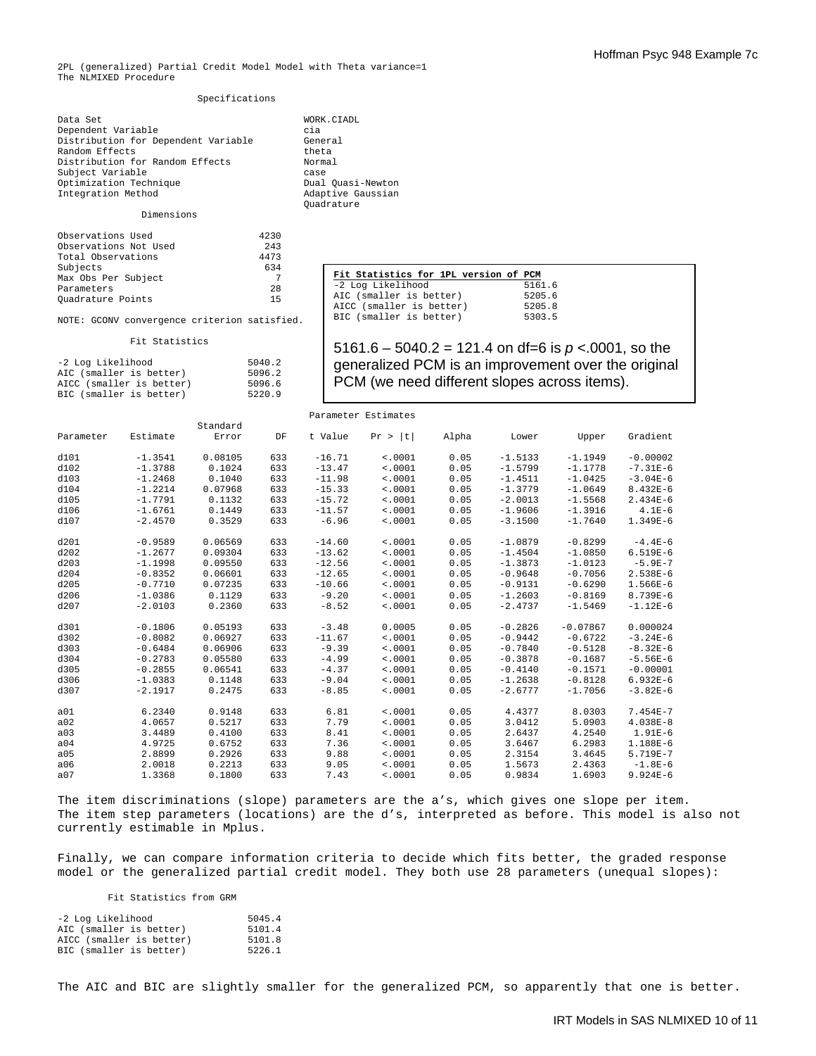2PL (generalized) Partial Credit Model Model with Theta variance=1
The NLMIXED Procedure

Specifications

| | |
|---|---|
| Data Set | WORK.CIADL |
| Dependent Variable | cia |
| Distribution for Dependent Variable | General |
| Random Effects | theta |
| Distribution for Random Effects | Normal |
| Subject Variable | case |
| Optimization Technique | Dual Quasi-Newton |
| Integration Method | Adaptive Gaussian Quadrature |

Dimensions

| | |
|---|---|
| Observations Used | 4230 |
| Observations Not Used | 243 |
| Total Observations | 4473 |
| Subjects | 634 |
| Max Obs Per Subject | 7 |
| Parameters | 28 |
| Quadrature Points | 15 |

NOTE: GCONV convergence criterion satisfied.

Fit Statistics

| | |
|---|---|
| -2 Log Likelihood | 5040.2 |
| AIC (smaller is better) | 5096.2 |
| AICC (smaller is better) | 5096.6 |
| BIC (smaller is better) | 5220.9 |

**Fit Statistics for 1PL version of PCM**

| | |
|---|---|
| -2 Log Likelihood | 5161.6 |
| AIC (smaller is better) | 5205.6 |
| AICC (smaller is better) | 5205.8 |
| BIC (smaller is better) | 5303.5 |

5161.6 – 5040.2 = 121.4 on df=6 is *p* <.0001, so the generalized PCM is an improvement over the original PCM (we need different slopes across items).

Parameter Estimates

| Parameter | Estimate | Standard Error | DF | t Value | Pr > \|t\| | Alpha | Lower | Upper | Gradient |
|---|---|---|---|---|---|---|---|---|---|
| d101 | -1.3541 | 0.08105 | 633 | -16.71 | <.0001 | 0.05 | -1.5133 | -1.1949 | -0.00002 |
| d102 | -1.3788 | 0.1024 | 633 | -13.47 | <.0001 | 0.05 | -1.5799 | -1.1778 | -7.31E-6 |
| d103 | -1.2468 | 0.1040 | 633 | -11.98 | <.0001 | 0.05 | -1.4511 | -1.0425 | -3.04E-6 |
| d104 | -1.2214 | 0.07968 | 633 | -15.33 | <.0001 | 0.05 | -1.3779 | -1.0649 | 8.432E-6 |
| d105 | -1.7791 | 0.1132 | 633 | -15.72 | <.0001 | 0.05 | -2.0013 | -1.5568 | 2.434E-6 |
| d106 | -1.6761 | 0.1449 | 633 | -11.57 | <.0001 | 0.05 | -1.9606 | -1.3916 | 4.1E-6 |
| d107 | -2.4570 | 0.3529 | 633 | -6.96 | <.0001 | 0.05 | -3.1500 | -1.7640 | 1.349E-6 |
| d201 | -0.9589 | 0.06569 | 633 | -14.60 | <.0001 | 0.05 | -1.0879 | -0.8299 | -4.4E-6 |
| d202 | -1.2677 | 0.09304 | 633 | -13.62 | <.0001 | 0.05 | -1.4504 | -1.0850 | 6.519E-6 |
| d203 | -1.1998 | 0.09550 | 633 | -12.56 | <.0001 | 0.05 | -1.3873 | -1.0123 | -5.9E-7 |
| d204 | -0.8352 | 0.06601 | 633 | -12.65 | <.0001 | 0.05 | -0.9648 | -0.7056 | 2.538E-6 |
| d205 | -0.7710 | 0.07235 | 633 | -10.66 | <.0001 | 0.05 | -0.9131 | -0.6290 | 1.566E-6 |
| d206 | -1.0386 | 0.1129 | 633 | -9.20 | <.0001 | 0.05 | -1.2603 | -0.8169 | 8.739E-6 |
| d207 | -2.0103 | 0.2360 | 633 | -8.52 | <.0001 | 0.05 | -2.4737 | -1.5469 | -1.12E-6 |
| d301 | -0.1806 | 0.05193 | 633 | -3.48 | 0.0005 | 0.05 | -0.2826 | -0.07867 | 0.000024 |
| d302 | -0.8082 | 0.06927 | 633 | -11.67 | <.0001 | 0.05 | -0.9442 | -0.6722 | -3.24E-6 |
| d303 | -0.6484 | 0.06906 | 633 | -9.39 | <.0001 | 0.05 | -0.7840 | -0.5128 | -8.32E-6 |
| d304 | -0.2783 | 0.05580 | 633 | -4.99 | <.0001 | 0.05 | -0.3878 | -0.1687 | -5.56E-6 |
| d305 | -0.2855 | 0.06541 | 633 | -4.37 | <.0001 | 0.05 | -0.4140 | -0.1571 | -0.00001 |
| d306 | -1.0383 | 0.1148 | 633 | -9.04 | <.0001 | 0.05 | -1.2638 | -0.8128 | 6.932E-6 |
| d307 | -2.1917 | 0.2475 | 633 | -8.85 | <.0001 | 0.05 | -2.6777 | -1.7056 | -3.82E-6 |
| a01 | 6.2340 | 0.9148 | 633 | 6.81 | <.0001 | 0.05 | 4.4377 | 8.0303 | 7.454E-7 |
| a02 | 4.0657 | 0.5217 | 633 | 7.79 | <.0001 | 0.05 | 3.0412 | 5.0903 | 4.038E-8 |
| a03 | 3.4489 | 0.4100 | 633 | 8.41 | <.0001 | 0.05 | 2.6437 | 4.2540 | 1.91E-6 |
| a04 | 4.9725 | 0.6752 | 633 | 7.36 | <.0001 | 0.05 | 3.6467 | 6.2983 | 1.188E-6 |
| a05 | 2.8899 | 0.2926 | 633 | 9.88 | <.0001 | 0.05 | 2.3154 | 3.4645 | 5.719E-7 |
| a06 | 2.0018 | 0.2213 | 633 | 9.05 | <.0001 | 0.05 | 1.5673 | 2.4363 | -1.8E-6 |
| a07 | 1.3368 | 0.1800 | 633 | 7.43 | <.0001 | 0.05 | 0.9834 | 1.6903 | 9.924E-6 |

The item discriminations (slope) parameters are the a's, which gives one slope per item. The item step parameters (locations) are the d's, interpreted as before. This model is also not currently estimable in Mplus.

Finally, we can compare information criteria to decide which fits better, the graded response model or the generalized partial credit model. They both use 28 parameters (unequal slopes):

Fit Statistics from GRM

| | |
|---|---|
| -2 Log Likelihood | 5045.4 |
| AIC (smaller is better) | 5101.4 |
| AICC (smaller is better) | 5101.8 |
| BIC (smaller is better) | 5226.1 |

The AIC and BIC are slightly smaller for the generalized PCM, so apparently that one is better.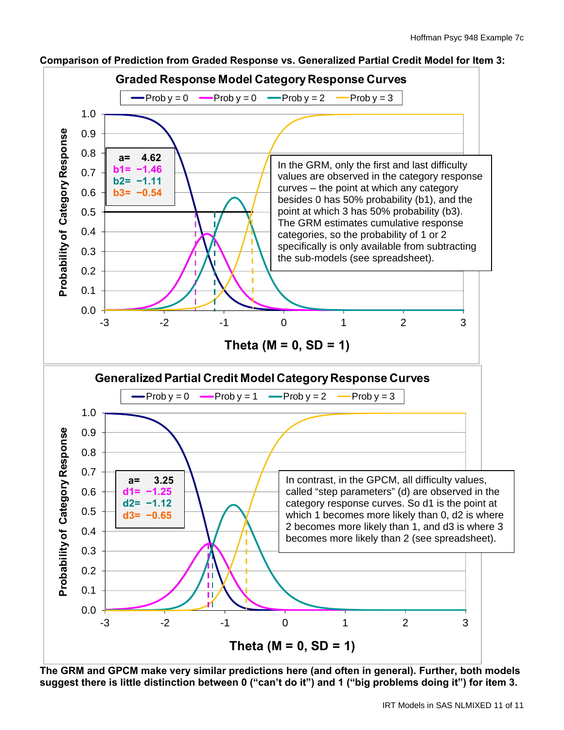**Comparison of Prediction from Graded Response vs. Generalized Partial Credit Model for Item 3:**

**Graded Response Model Category Response Curves**

Prob y = 0 | Prob y = 0 | Prob y = 2 | Prob y = 3

a= 4.62
b1= −1.46
b2= −1.11
b3= −0.54

Probability of Category Response

1.0, 0.9, 0.8, 0.7, 0.6, 0.5, 0.4, 0.3, 0.2, 0.1, 0.0

-3, -2, -1, 0, 1, 2, 3

**Theta (M = 0, SD = 1)**

In the GRM, only the first and last difficulty values are observed in the category response curves – the point at which any category besides 0 has 50% probability (b1), and the point at which 3 has 50% probability (b3). The GRM estimates cumulative response categories, so the probability of 1 or 2 specifically is only available from subtracting the sub-models (see spreadsheet).

**Generalized Partial Credit Model Category Response Curves**

Prob y = 0 | Prob y = 1 | Prob y = 2 | Prob y = 3

a= 3.25
d1= −1.25
d2= −1.12
d3= −0.65

Probability of Category Response

1.0, 0.9, 0.8, 0.7, 0.6, 0.5, 0.4, 0.3, 0.2, 0.1, 0.0

-3, -2, -1, 0, 1, 2, 3

**Theta (M = 0, SD = 1)**

In contrast, in the GPCM, all difficulty values, called "step parameters" (d) are observed in the category response curves. So d1 is the point at which 1 becomes more likely than 0, d2 is where 2 becomes more likely than 1, and d3 is where 3 becomes more likely than 2 (see spreadsheet).

**The GRM and GPCM make very similar predictions here (and often in general). Further, both models suggest there is little distinction between 0 ("can't do it") and 1 ("big problems doing it") for item 3.**